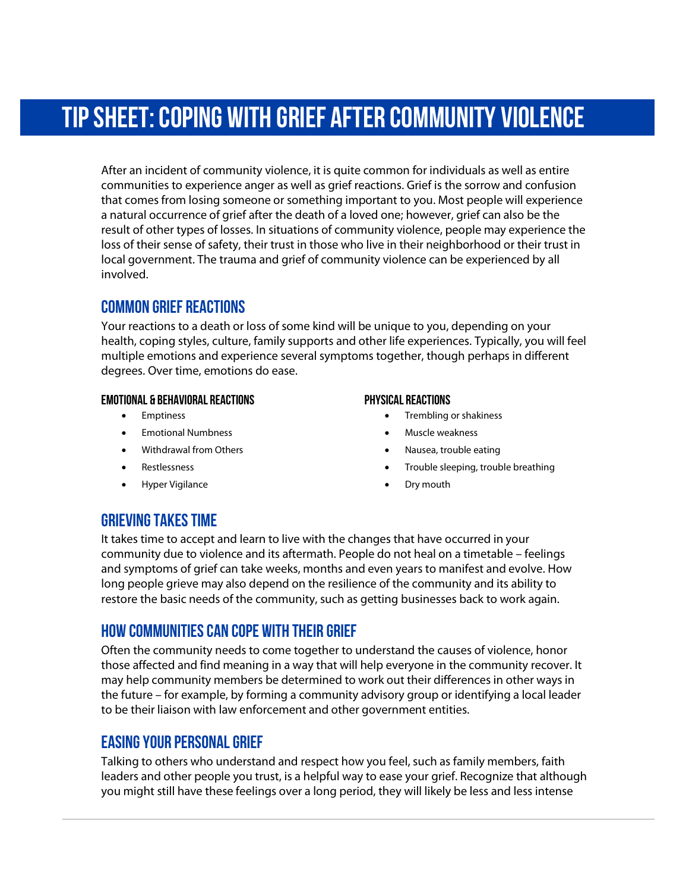# Tip Sheet: Coping with Grief After Community Violence

After an incident of community violence, it is quite common for individuals as well as entire communities to experience anger as well as grief reactions. Grief is the sorrow and confusion that comes from losing someone or something important to you. Most people will experience a natural occurrence of grief after the death of a loved one; however, grief can also be the result of other types of losses. In situations of community violence, people may experience the loss of their sense of safety, their trust in those who live in their neighborhood or their trust in local government. The trauma and grief of community violence can be experienced by all involved.

## Common Grief Reactions

Your reactions to a death or loss of some kind will be unique to you, depending on your health, coping styles, culture, family supports and other life experiences. Typically, you will feel multiple emotions and experience several symptoms together, though perhaps in different degrees. Over time, emotions do ease.

### Emotional & Behavioral Reactions

- Emptiness
- Emotional Numbness
- Withdrawal from Others
- Restlessness
- Hyper Vigilance

### Physical Reactions

- Trembling or shakiness
- Muscle weakness
- Nausea, trouble eating
- Trouble sleeping, trouble breathing
- Dry mouth

## Grieving Takes Time

It takes time to accept and learn to live with the changes that have occurred in your community due to violence and its aftermath. People do not heal on a timetable – feelings and symptoms of grief can take weeks, months and even years to manifest and evolve. How long people grieve may also depend on the resilience of the community and its ability to restore the basic needs of the community, such as getting businesses back to work again.

## How Communities Can Cope with Their Grief

Often the community needs to come together to understand the causes of violence, honor those affected and find meaning in a way that will help everyone in the community recover. It may help community members be determined to work out their differences in other ways in the future – for example, by forming a community advisory group or identifying a local leader to be their liaison with law enforcement and other government entities.

## Easing Your Personal Grief

Talking to others who understand and respect how you feel, such as family members, faith leaders and other people you trust, is a helpful way to ease your grief. Recognize that although you might still have these feelings over a long period, they will likely be less and less intense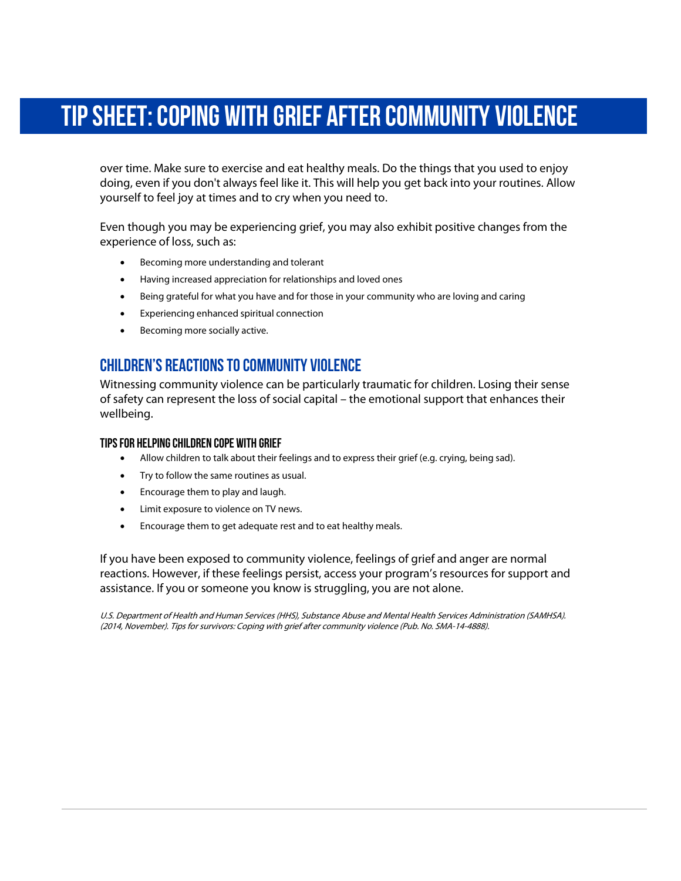# TIP SHEET: COPING WITH GRIEF AFTER COMMUNITY VIOLENCE

over time. Make sure to exercise and eat healthy meals. Do the things that you used to enjoy doing, even if you don't always feel like it. This will help you get back into your routines. Allow yourself to feel joy at times and to cry when you need to.

Even though you may be experiencing grief, you may also exhibit positive changes from the experience of loss, such as:

- Becoming more understanding and tolerant
- Having increased appreciation for relationships and loved ones
- Being grateful for what you have and for those in your community who are loving and caring
- Experiencing enhanced spiritual connection
- Becoming more socially active.

## CHILDREN'S REACTIONS TO COMMUNITY VIOLENCE

Witnessing community violence can be particularly traumatic for children. Losing their sense of safety can represent the loss of social capital – the emotional support that enhances their wellbeing.

### TIPS FOR HELPING CHILDREN COPE WITH GRIEF

- Allow children to talk about their feelings and to express their grief (e.g. crying, being sad).
- Try to follow the same routines as usual.
- Encourage them to play and laugh.
- Limit exposure to violence on TV news.
- Encourage them to get adequate rest and to eat healthy meals.

If you have been exposed to community violence, feelings of grief and anger are normal reactions. However, if these feelings persist, access your program's resources for support and assistance. If you or someone you know is struggling, you are not alone.

*U.S. Department of Health and Human Services (HHS), Substance Abuse and Mental Health Services Administration (SAMHSA). (2014, November). Tips for survivors: Coping with grief after community violence (Pub. No. SMA-14-4888).*